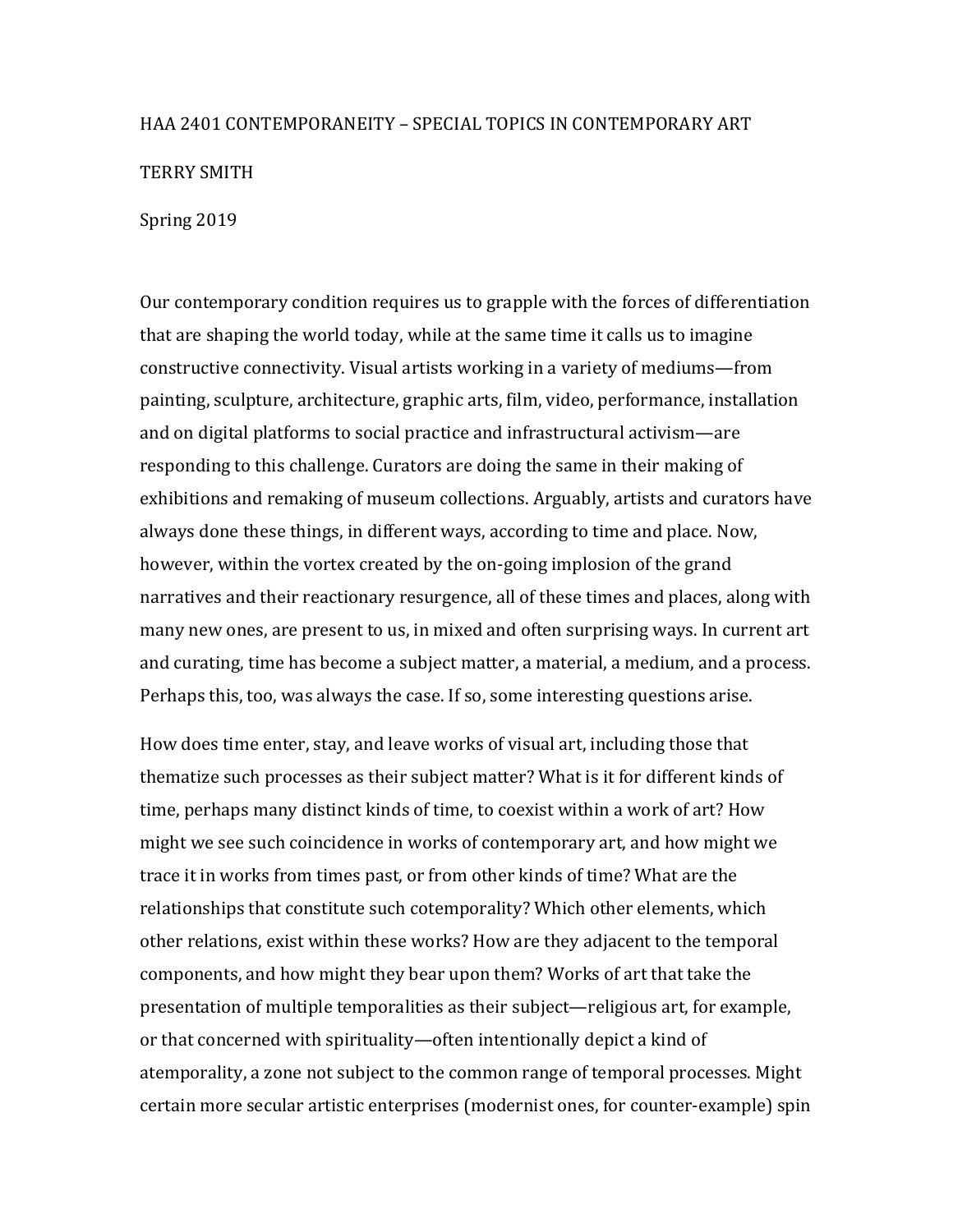# HAA 2401 CONTEMPORANEITY – SPECIAL TOPICS IN CONTEMPORARY ART

TERRY SMITH

Spring 2019

Our contemporary condition requires us to grapple with the forces of differentiation that are shaping the world today, while at the same time it calls us to imagine constructive connectivity. Visual artists working in a variety of mediums—from painting, sculpture, architecture, graphic arts, film, video, performance, installation and on digital platforms to social practice and infrastructural activism—are responding to this challenge. Curators are doing the same in their making of exhibitions and remaking of museum collections. Arguably, artists and curators have always done these things, in different ways, according to time and place. Now, however, within the vortex created by the on-going implosion of the grand narratives and their reactionary resurgence, all of these times and places, along with many new ones, are present to us, in mixed and often surprising ways. In current art and curating, time has become a subject matter, a material, a medium, and a process. Perhaps this, too, was always the case. If so, some interesting questions arise.

How does time enter, stay, and leave works of visual art, including those that thematize such processes as their subject matter? What is it for different kinds of time, perhaps many distinct kinds of time, to coexist within a work of art? How might we see such coincidence in works of contemporary art, and how might we trace it in works from times past, or from other kinds of time? What are the relationships that constitute such cotemporality? Which other elements, which other relations, exist within these works? How are they adjacent to the temporal components, and how might they bear upon them? Works of art that take the presentation of multiple temporalities as their subject—religious art, for example, or that concerned with spirituality—often intentionally depict a kind of atemporality, a zone not subject to the common range of temporal processes. Might certain more secular artistic enterprises (modernist ones, for counter-example) spin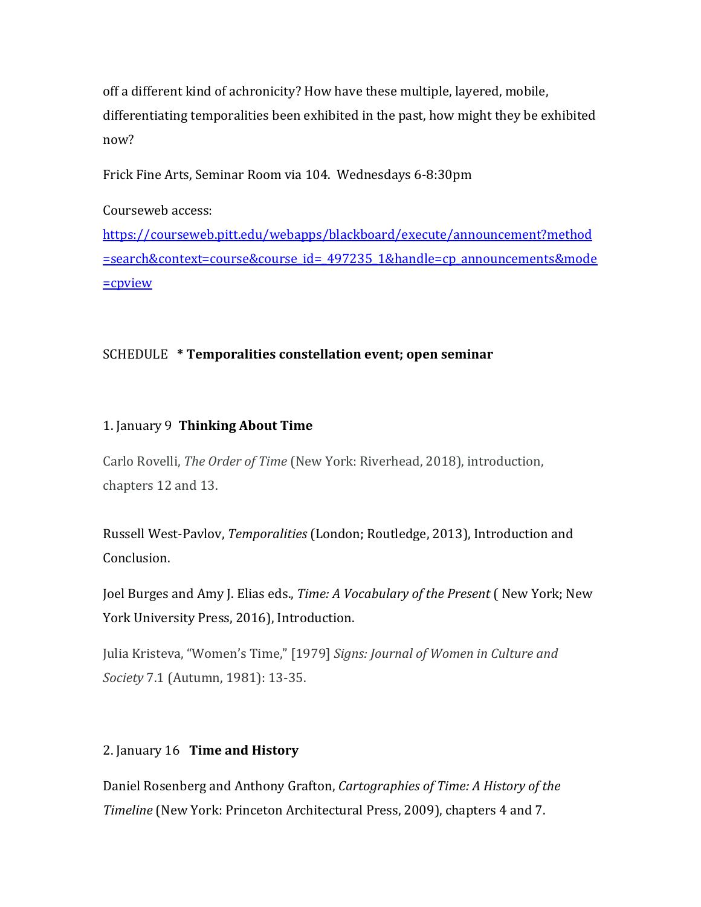off a different kind of achronicity? How have these multiple, layered, mobile, differentiating temporalities been exhibited in the past, how might they be exhibited now?

Frick Fine Arts, Seminar Room via 104. Wednesdays 6-8:30pm

Courseweb access:
[https://courseweb.pitt.edu/webapps/blackboard/execute/announcement?method=search&context=course&course_id=_497235_1&handle=cp_announcements&mode=cpview](https://courseweb.pitt.edu/webapps/blackboard/execute/announcement?method=search&context=course&course_id=_497235_1&handle=cp_announcements&mode=cpview)

SCHEDULE **\* Temporalities constellation event; open seminar**

1. January 9 **Thinking About Time**

Carlo Rovelli, *The Order of Time* (New York: Riverhead, 2018), introduction, chapters 12 and 13.

Russell West-Pavlov, *Temporalities* (London; Routledge, 2013), Introduction and Conclusion.

Joel Burges and Amy J. Elias eds., *Time: A Vocabulary of the Present* ( New York; New York University Press, 2016), Introduction.

Julia Kristeva, "Women's Time," [1979] *Signs: Journal of Women in Culture and Society* 7.1 (Autumn, 1981): 13-35.

2. January 16 **Time and History**

Daniel Rosenberg and Anthony Grafton, *Cartographies of Time: A History of the Timeline* (New York: Princeton Architectural Press, 2009), chapters 4 and 7.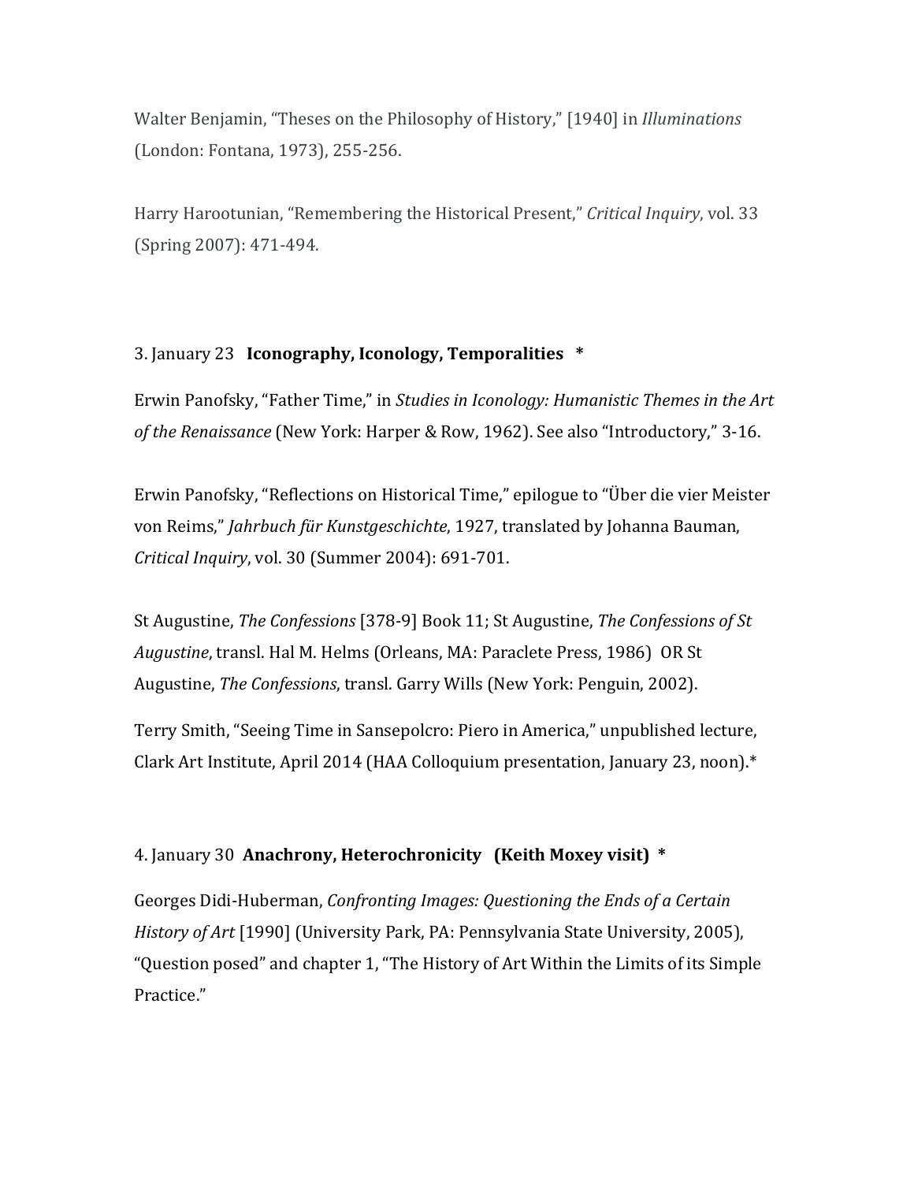Walter Benjamin, "Theses on the Philosophy of History," [1940] in *Illuminations* (London: Fontana, 1973), 255-256.

Harry Harootunian, "Remembering the Historical Present," *Critical Inquiry*, vol. 33 (Spring 2007): 471-494.

3. January 23 **Iconography, Iconology, Temporalities \***

Erwin Panofsky, "Father Time," in *Studies in Iconology: Humanistic Themes in the Art of the Renaissance* (New York: Harper & Row, 1962). See also "Introductory," 3-16.

Erwin Panofsky, "Reflections on Historical Time," epilogue to "Über die vier Meister von Reims," *Jahrbuch für Kunstgeschichte*, 1927, translated by Johanna Bauman, *Critical Inquiry*, vol. 30 (Summer 2004): 691-701.

St Augustine, *The Confessions* [378-9] Book 11; St Augustine, *The Confessions of St Augustine*, transl. Hal M. Helms (Orleans, MA: Paraclete Press, 1986) OR St Augustine, *The Confessions*, transl. Garry Wills (New York: Penguin, 2002).

Terry Smith, "Seeing Time in Sansepolcro: Piero in America," unpublished lecture, Clark Art Institute, April 2014 (HAA Colloquium presentation, January 23, noon).*

4. January 30 **Anachrony, Heterochronicity (Keith Moxey visit) \***

Georges Didi-Huberman, *Confronting Images: Questioning the Ends of a Certain History of Art* [1990] (University Park, PA: Pennsylvania State University, 2005), "Question posed" and chapter 1, "The History of Art Within the Limits of its Simple Practice."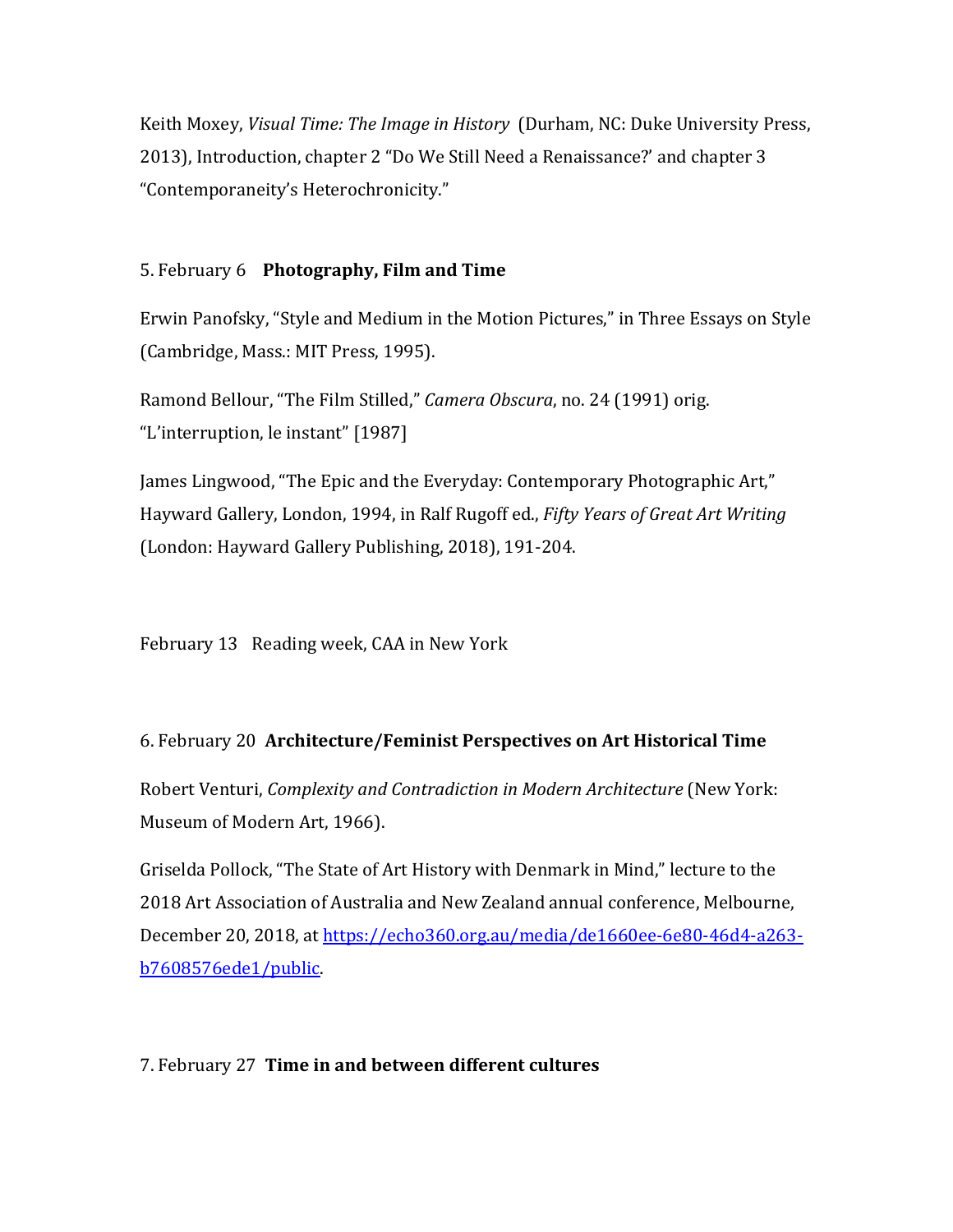Keith Moxey, *Visual Time: The Image in History* (Durham, NC: Duke University Press, 2013), Introduction, chapter 2 "Do We Still Need a Renaissance?' and chapter 3 "Contemporaneity's Heterochronicity."

5. February 6 **Photography, Film and Time**

Erwin Panofsky, "Style and Medium in the Motion Pictures," in Three Essays on Style (Cambridge, Mass.: MIT Press, 1995).

Ramond Bellour, "The Film Stilled," *Camera Obscura*, no. 24 (1991) orig. "L'interruption, le instant" [1987]

James Lingwood, "The Epic and the Everyday: Contemporary Photographic Art," Hayward Gallery, London, 1994, in Ralf Rugoff ed., *Fifty Years of Great Art Writing* (London: Hayward Gallery Publishing, 2018), 191-204.

February 13 Reading week, CAA in New York

6. February 20 **Architecture/Feminist Perspectives on Art Historical Time**

Robert Venturi, *Complexity and Contradiction in Modern Architecture* (New York: Museum of Modern Art, 1966).

Griselda Pollock, "The State of Art History with Denmark in Mind," lecture to the 2018 Art Association of Australia and New Zealand annual conference, Melbourne, December 20, 2018, at [https://echo360.org.au/media/de1660ee-6e80-46d4-a263-b7608576ede1/public](https://echo360.org.au/media/de1660ee-6e80-46d4-a263-b7608576ede1/public).

7. February 27 **Time in and between different cultures**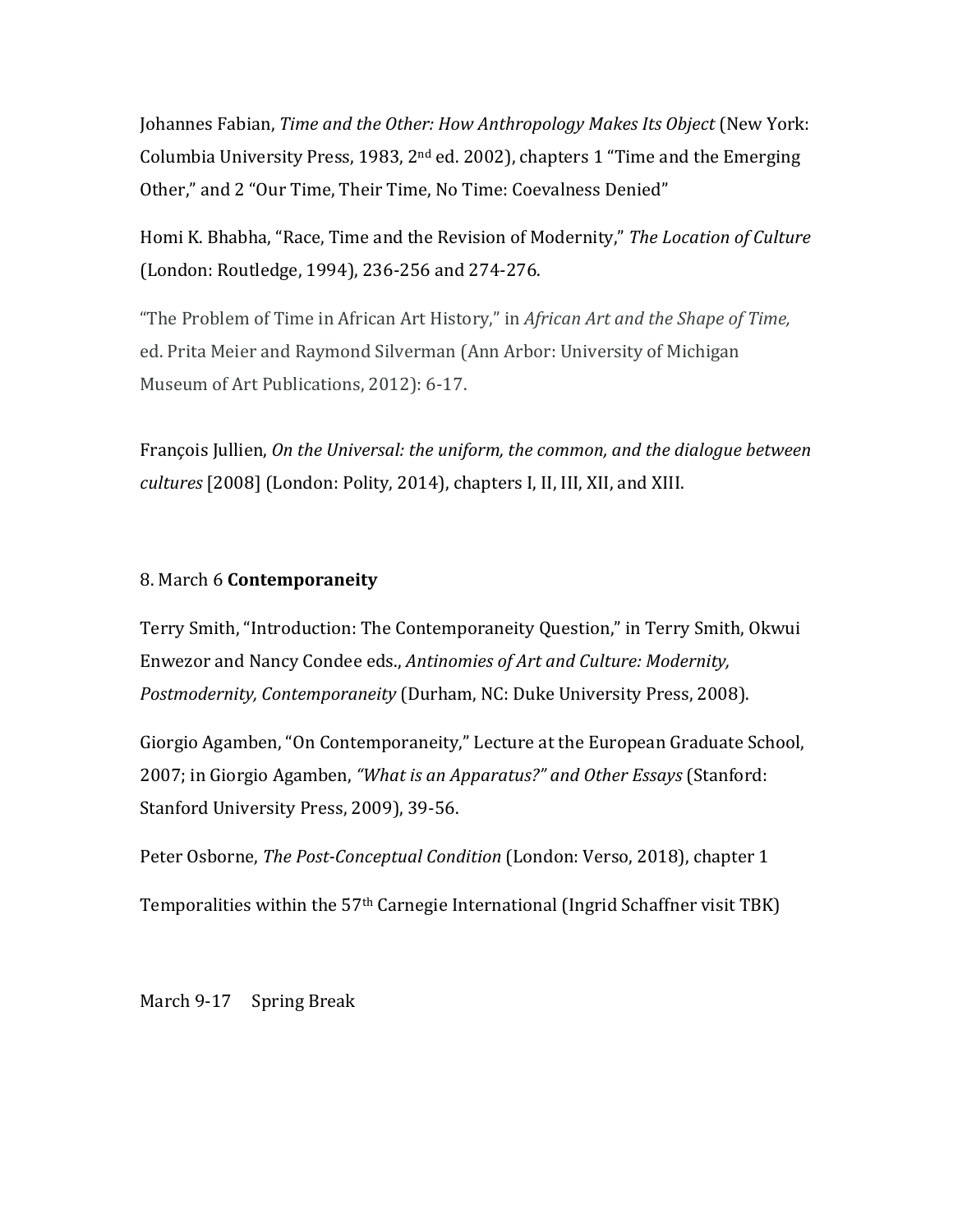Johannes Fabian, *Time and the Other: How Anthropology Makes Its Object* (New York: Columbia University Press, 1983, 2nd ed. 2002), chapters 1 "Time and the Emerging Other," and 2 "Our Time, Their Time, No Time: Coevalness Denied"

Homi K. Bhabha, "Race, Time and the Revision of Modernity," *The Location of Culture* (London: Routledge, 1994), 236-256 and 274-276.

"The Problem of Time in African Art History," in *African Art and the Shape of Time,* ed. Prita Meier and Raymond Silverman (Ann Arbor: University of Michigan Museum of Art Publications, 2012): 6-17.

François Jullien, *On the Universal: the uniform, the common, and the dialogue between cultures* [2008] (London: Polity, 2014), chapters I, II, III, XII, and XIII.

8. March 6 **Contemporaneity**

Terry Smith, "Introduction: The Contemporaneity Question," in Terry Smith, Okwui Enwezor and Nancy Condee eds., *Antinomies of Art and Culture: Modernity, Postmodernity, Contemporaneity* (Durham, NC: Duke University Press, 2008).

Giorgio Agamben, "On Contemporaneity," Lecture at the European Graduate School, 2007; in Giorgio Agamben, *"What is an Apparatus?" and Other Essays* (Stanford: Stanford University Press, 2009), 39-56.

Peter Osborne, *The Post-Conceptual Condition* (London: Verso, 2018), chapter 1

Temporalities within the 57th Carnegie International (Ingrid Schaffner visit TBK)

March 9-17 Spring Break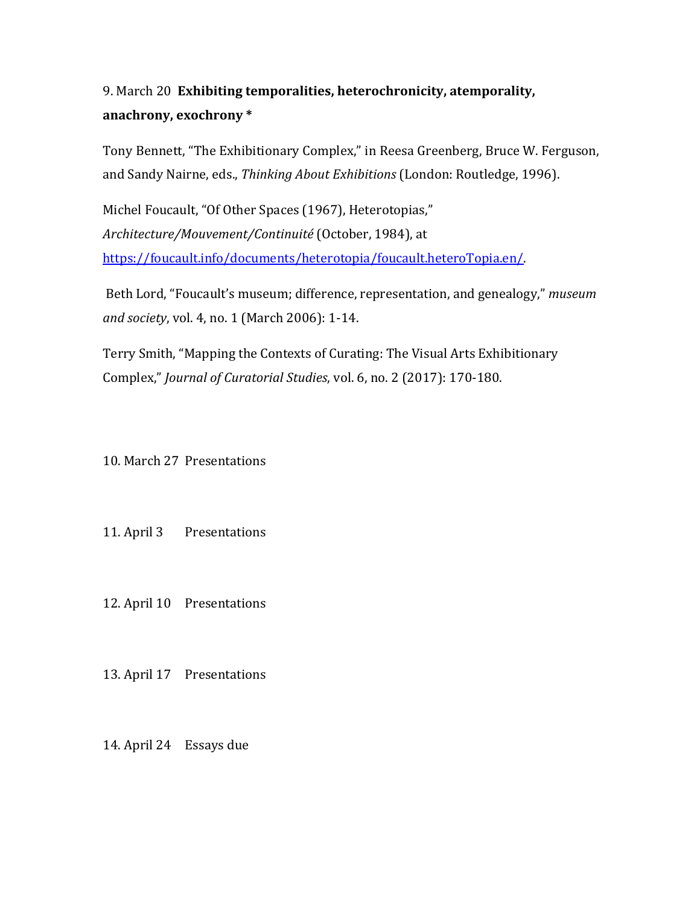9. March 20 **Exhibiting temporalities, heterochronicity, atemporality, anachrony, exochrony ***

Tony Bennett, "The Exhibitionary Complex," in Reesa Greenberg, Bruce W. Ferguson, and Sandy Nairne, eds., *Thinking About Exhibitions* (London: Routledge, 1996).

Michel Foucault, "Of Other Spaces (1967), Heterotopias," *Architecture/Mouvement/Continuité* (October, 1984), at [https://foucault.info/documents/heterotopia/foucault.heteroTopia.en/](https://foucault.info/documents/heterotopia/foucault.heteroTopia.en/).

Beth Lord, "Foucault's museum; difference, representation, and genealogy," *museum and society*, vol. 4, no. 1 (March 2006): 1-14.

Terry Smith, "Mapping the Contexts of Curating: The Visual Arts Exhibitionary Complex," *Journal of Curatorial Studies*, vol. 6, no. 2 (2017): 170-180.

10. March 27 Presentations

11. April 3 Presentations

12. April 10 Presentations

13. April 17 Presentations

14. April 24 Essays due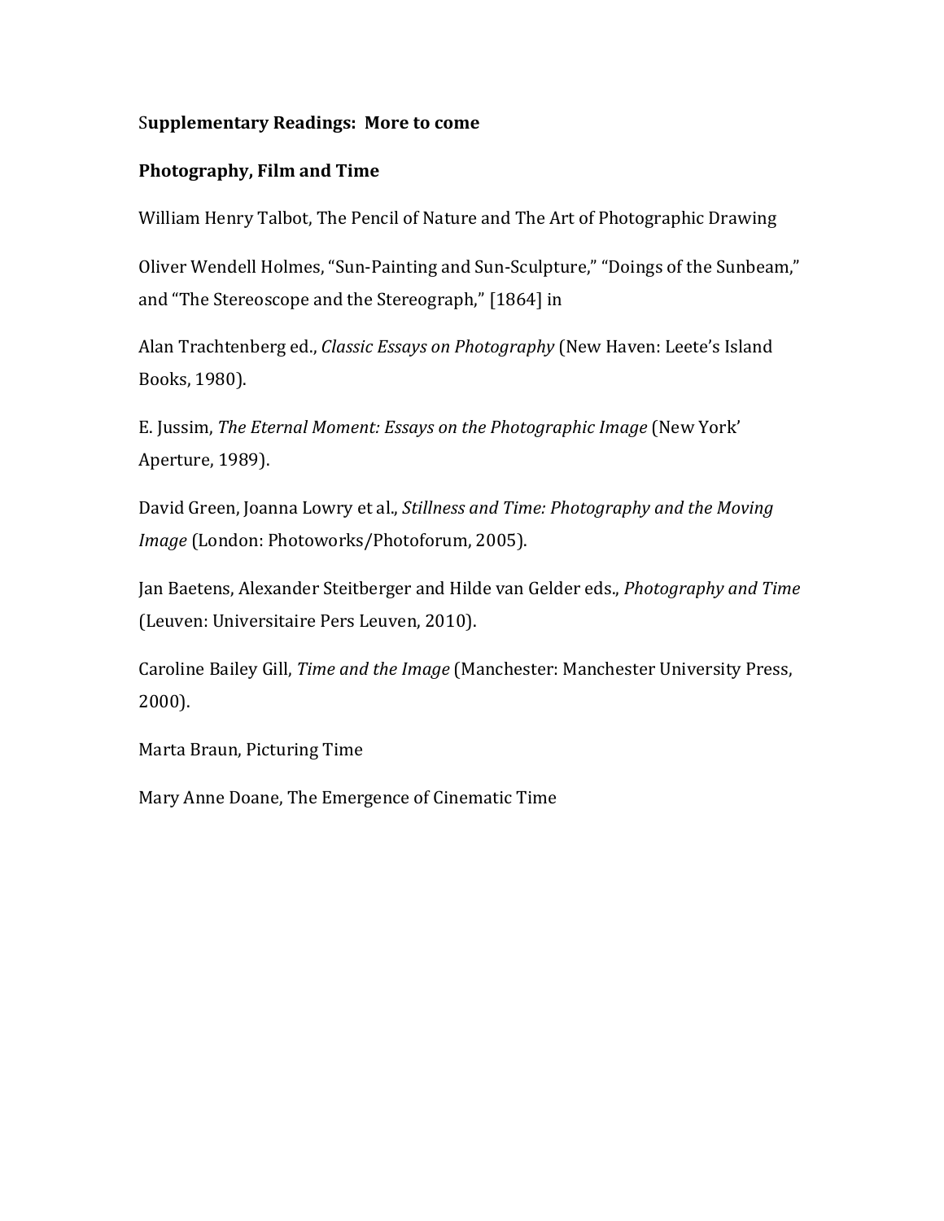**Supplementary Readings: More to come**

**Photography, Film and Time**

William Henry Talbot, The Pencil of Nature and The Art of Photographic Drawing

Oliver Wendell Holmes, "Sun-Painting and Sun-Sculpture," "Doings of the Sunbeam," and "The Stereoscope and the Stereograph," [1864] in

Alan Trachtenberg ed., *Classic Essays on Photography* (New Haven: Leete's Island Books, 1980).

E. Jussim, *The Eternal Moment: Essays on the Photographic Image* (New York' Aperture, 1989).

David Green, Joanna Lowry et al., *Stillness and Time: Photography and the Moving Image* (London: Photoworks/Photoforum, 2005).

Jan Baetens, Alexander Steitberger and Hilde van Gelder eds., *Photography and Time* (Leuven: Universitaire Pers Leuven, 2010).

Caroline Bailey Gill, *Time and the Image* (Manchester: Manchester University Press, 2000).

Marta Braun, Picturing Time

Mary Anne Doane, The Emergence of Cinematic Time